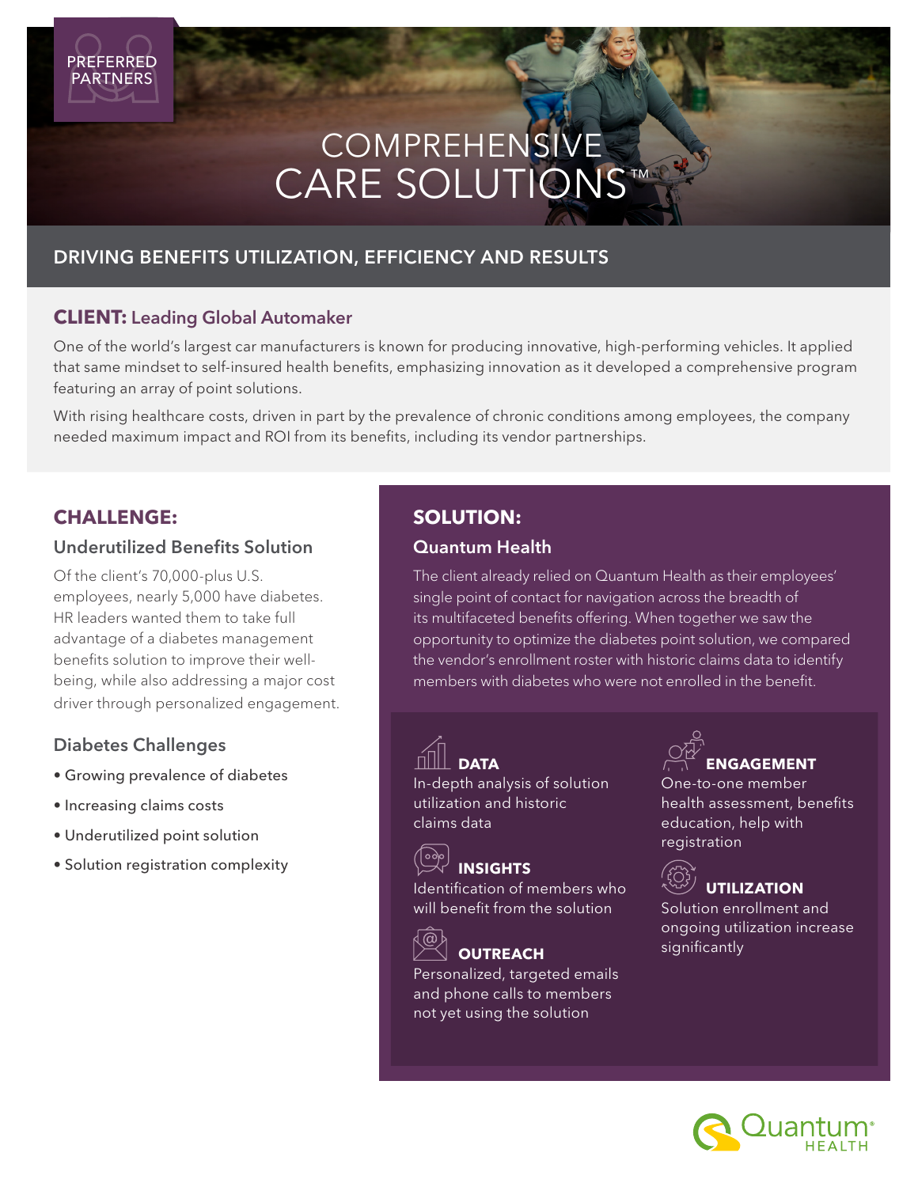PREFERRED PARTNERS

# COMPREHENSIVE CARE SOLUTIONS™

## DRIVING BENEFITS UTILIZATION, EFFICIENCY AND RESULTS

**CLIENT:** Leading Global Automaker

One of the world's largest car manufacturers is known for producing innovative, high-performing vehicles. It applied that same mindset to self-insured health benefits, emphasizing innovation as it developed a comprehensive program featuring an array of point solutions.

With rising healthcare costs, driven in part by the prevalence of chronic conditions among employees, the company needed maximum impact and ROI from its benefits, including its vendor partnerships.

## CHALLENGE:

### Underutilized Benefits Solution

Of the client's 70,000-plus U.S. employees, nearly 5,000 have diabetes. HR leaders wanted them to take full advantage of a diabetes management benefits solution to improve their well-being, while also addressing a major cost driver through personalized engagement.

### Diabetes Challenges

- Growing prevalence of diabetes
- Increasing claims costs
- Underutilized point solution
- Solution registration complexity

## SOLUTION:

### Quantum Health

The client already relied on Quantum Health as their employees' single point of contact for navigation across the breadth of its multifaceted benefits offering. When together we saw the opportunity to optimize the diabetes point solution, we compared the vendor's enrollment roster with historic claims data to identify members with diabetes who were not enrolled in the benefit.

**DATA**
In-depth analysis of solution utilization and historic claims data

**INSIGHTS**
Identification of members who will benefit from the solution

**OUTREACH**
Personalized, targeted emails and phone calls to members not yet using the solution

**ENGAGEMENT**
One-to-one member health assessment, benefits education, help with registration

**UTILIZATION**
Solution enrollment and ongoing utilization increase significantly

Quantum HEALTH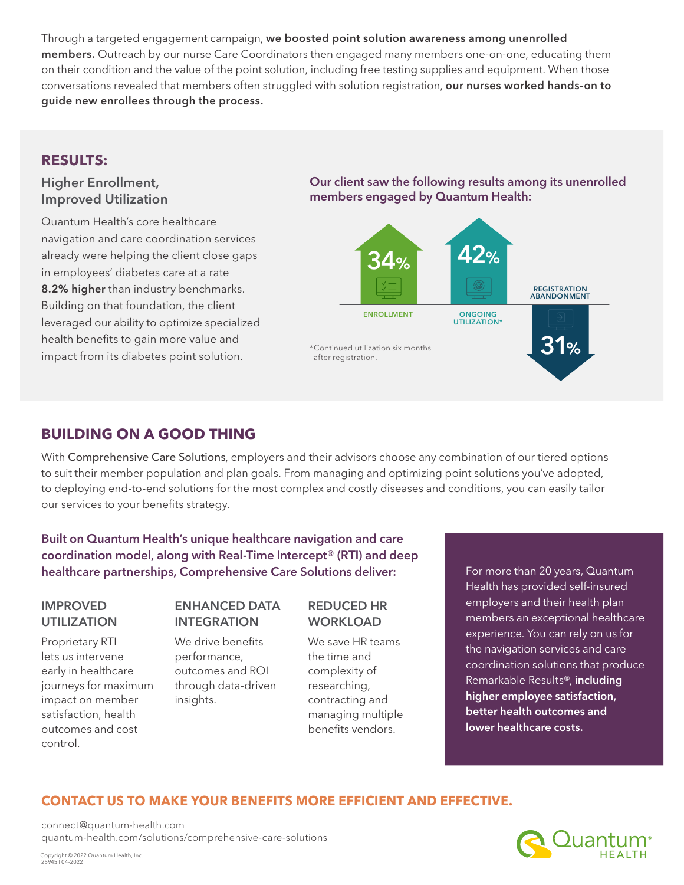Through a targeted engagement campaign, **we boosted point solution awareness among unenrolled members.** Outreach by our nurse Care Coordinators then engaged many members one-on-one, educating them on their condition and the value of the point solution, including free testing supplies and equipment. When those conversations revealed that members often struggled with solution registration, **our nurses worked hands-on to guide new enrollees through the process.**

## RESULTS:

### Higher Enrollment, Improved Utilization

Quantum Health's core healthcare navigation and care coordination services already were helping the client close gaps in employees' diabetes care at a rate **8.2% higher** than industry benchmarks. Building on that foundation, the client leveraged our ability to optimize specialized health benefits to gain more value and impact from its diabetes point solution.

**Our client saw the following results among its unenrolled members engaged by Quantum Health:**

34%
ENROLLMENT

42%
ONGOING UTILIZATION*

REGISTRATION ABANDONMENT
31%

*Continued utilization six months after registration.

## BUILDING ON A GOOD THING

With Comprehensive Care Solutions, employers and their advisors choose any combination of our tiered options to suit their member population and plan goals. From managing and optimizing point solutions you've adopted, to deploying end-to-end solutions for the most complex and costly diseases and conditions, you can easily tailor our services to your benefits strategy.

**Built on Quantum Health's unique healthcare navigation and care coordination model, along with Real-Time Intercept® (RTI) and deep healthcare partnerships, Comprehensive Care Solutions deliver:**

### IMPROVED UTILIZATION

Proprietary RTI lets us intervene early in healthcare journeys for maximum impact on member satisfaction, health outcomes and cost control.

### ENHANCED DATA INTEGRATION

We drive benefits performance, outcomes and ROI through data-driven insights.

### REDUCED HR WORKLOAD

We save HR teams the time and complexity of researching, contracting and managing multiple benefits vendors.

For more than 20 years, Quantum Health has provided self-insured employers and their health plan members an exceptional healthcare experience. You can rely on us for the navigation services and care coordination solutions that produce Remarkable Results®, **including higher employee satisfaction, better health outcomes and lower healthcare costs.**

## CONTACT US TO MAKE YOUR BENEFITS MORE EFFICIENT AND EFFECTIVE.

connect@quantum-health.com
quantum-health.com/solutions/comprehensive-care-solutions

Copyright © 2022 Quantum Health, Inc.
25945 | 04-2022